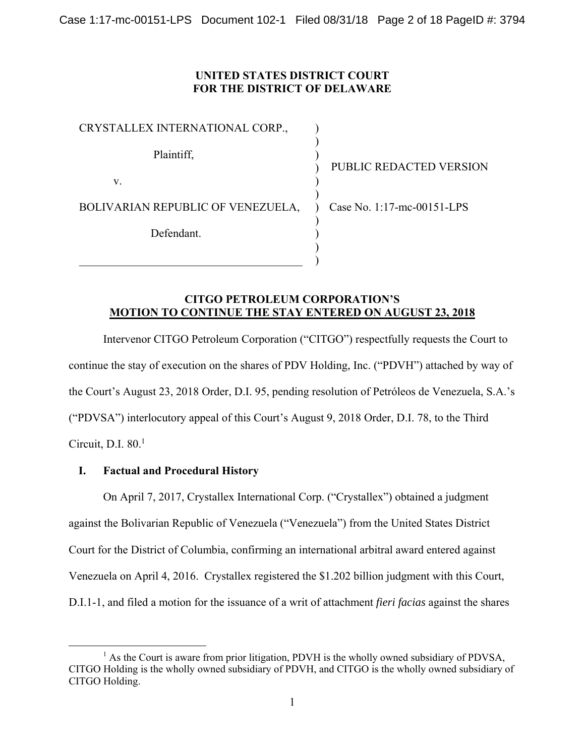**UNITED STATES DISTRICT COURT**
**FOR THE DISTRICT OF DELAWARE**

| | | |
|---|---|---|
| CRYSTALLEX INTERNATIONAL CORP., | ) | |
| Plaintiff, | ) | PUBLIC REDACTED VERSION |
| v. | ) | |
| BOLIVARIAN REPUBLIC OF VENEZUELA, | ) | Case No. 1:17-mc-00151-LPS |
| Defendant. | ) | |

**CITGO PETROLEUM CORPORATION'S**
**MOTION TO CONTINUE THE STAY ENTERED ON AUGUST 23, 2018**

Intervenor CITGO Petroleum Corporation ("CITGO") respectfully requests the Court to continue the stay of execution on the shares of PDV Holding, Inc. ("PDVH") attached by way of the Court's August 23, 2018 Order, D.I. 95, pending resolution of Petróleos de Venezuela, S.A.'s ("PDVSA") interlocutory appeal of this Court's August 9, 2018 Order, D.I. 78, to the Third Circuit, D.I. 80.[1]

## I. Factual and Procedural History

On April 7, 2017, Crystallex International Corp. ("Crystallex") obtained a judgment against the Bolivarian Republic of Venezuela ("Venezuela") from the United States District Court for the District of Columbia, confirming an international arbitral award entered against Venezuela on April 4, 2016. Crystallex registered the $1.202 billion judgment with this Court, D.I.1-1, and filed a motion for the issuance of a writ of attachment *fieri facias* against the shares

[1] As the Court is aware from prior litigation, PDVH is the wholly owned subsidiary of PDVSA, CITGO Holding is the wholly owned subsidiary of PDVH, and CITGO is the wholly owned subsidiary of CITGO Holding.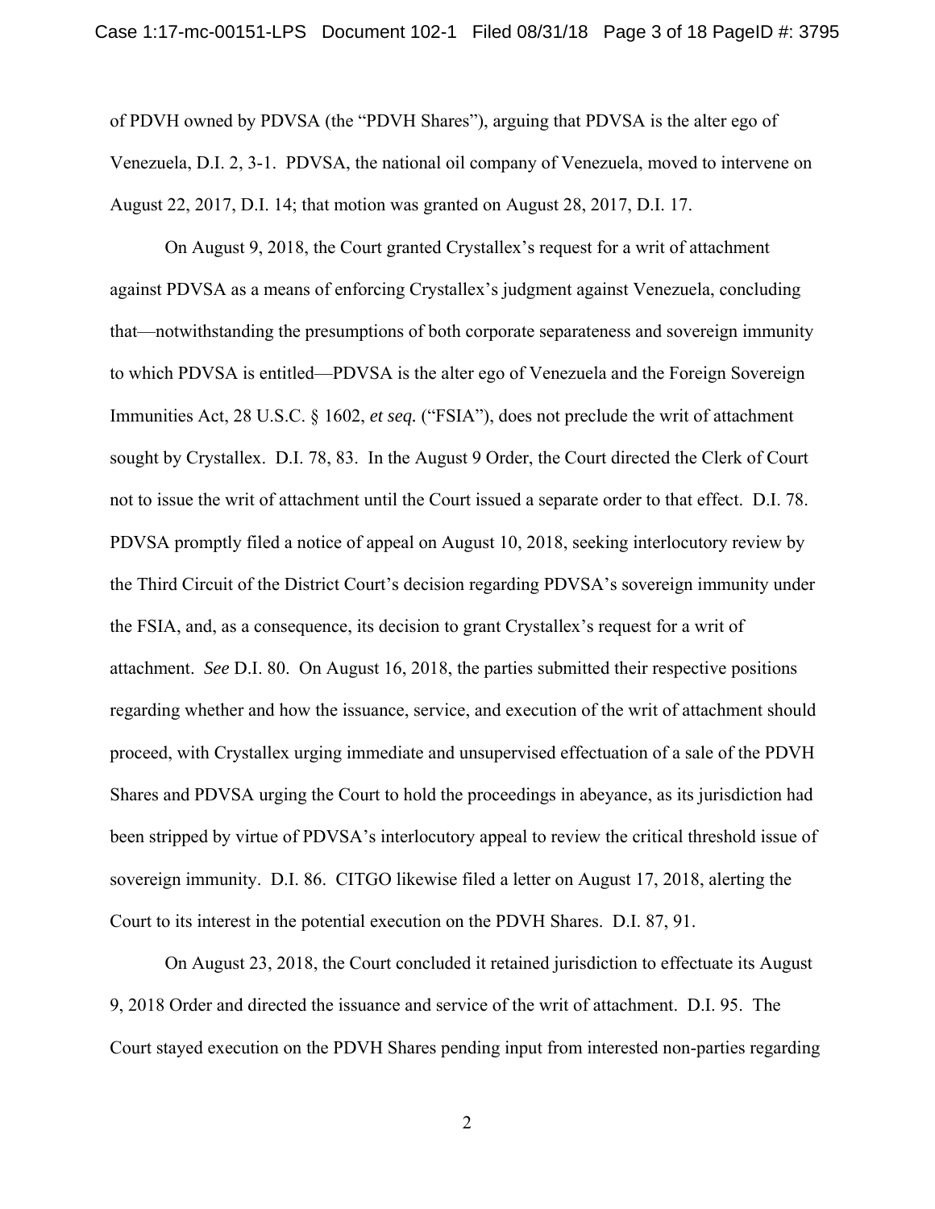of PDVH owned by PDVSA (the "PDVH Shares"), arguing that PDVSA is the alter ego of Venezuela, D.I. 2, 3-1. PDVSA, the national oil company of Venezuela, moved to intervene on August 22, 2017, D.I. 14; that motion was granted on August 28, 2017, D.I. 17.

On August 9, 2018, the Court granted Crystallex's request for a writ of attachment against PDVSA as a means of enforcing Crystallex's judgment against Venezuela, concluding that—notwithstanding the presumptions of both corporate separateness and sovereign immunity to which PDVSA is entitled—PDVSA is the alter ego of Venezuela and the Foreign Sovereign Immunities Act, 28 U.S.C. § 1602, *et seq.* ("FSIA"), does not preclude the writ of attachment sought by Crystallex. D.I. 78, 83. In the August 9 Order, the Court directed the Clerk of Court not to issue the writ of attachment until the Court issued a separate order to that effect. D.I. 78. PDVSA promptly filed a notice of appeal on August 10, 2018, seeking interlocutory review by the Third Circuit of the District Court's decision regarding PDVSA's sovereign immunity under the FSIA, and, as a consequence, its decision to grant Crystallex's request for a writ of attachment. *See* D.I. 80. On August 16, 2018, the parties submitted their respective positions regarding whether and how the issuance, service, and execution of the writ of attachment should proceed, with Crystallex urging immediate and unsupervised effectuation of a sale of the PDVH Shares and PDVSA urging the Court to hold the proceedings in abeyance, as its jurisdiction had been stripped by virtue of PDVSA's interlocutory appeal to review the critical threshold issue of sovereign immunity. D.I. 86. CITGO likewise filed a letter on August 17, 2018, alerting the Court to its interest in the potential execution on the PDVH Shares. D.I. 87, 91.

On August 23, 2018, the Court concluded it retained jurisdiction to effectuate its August 9, 2018 Order and directed the issuance and service of the writ of attachment. D.I. 95. The Court stayed execution on the PDVH Shares pending input from interested non-parties regarding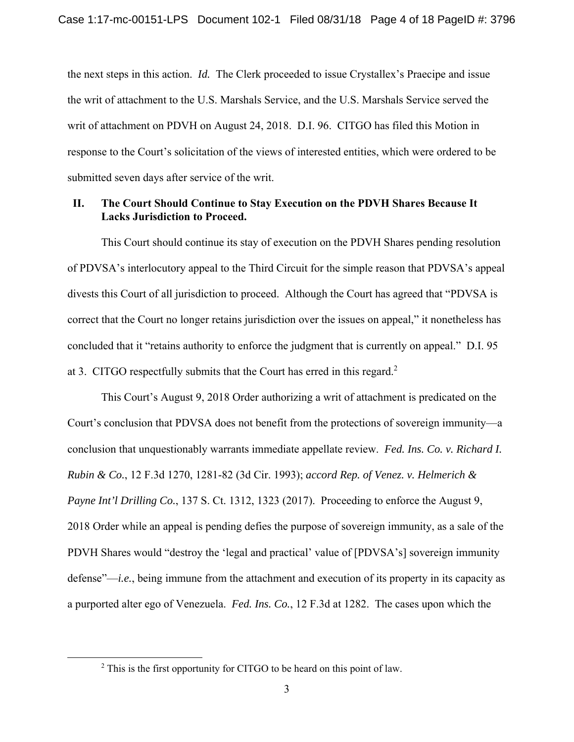the next steps in this action. *Id.* The Clerk proceeded to issue Crystallex's Praecipe and issue the writ of attachment to the U.S. Marshals Service, and the U.S. Marshals Service served the writ of attachment on PDVH on August 24, 2018. D.I. 96. CITGO has filed this Motion in response to the Court's solicitation of the views of interested entities, which were ordered to be submitted seven days after service of the writ.

## II. The Court Should Continue to Stay Execution on the PDVH Shares Because It Lacks Jurisdiction to Proceed.

This Court should continue its stay of execution on the PDVH Shares pending resolution of PDVSA's interlocutory appeal to the Third Circuit for the simple reason that PDVSA's appeal divests this Court of all jurisdiction to proceed. Although the Court has agreed that "PDVSA is correct that the Court no longer retains jurisdiction over the issues on appeal," it nonetheless has concluded that it "retains authority to enforce the judgment that is currently on appeal." D.I. 95 at 3. CITGO respectfully submits that the Court has erred in this regard.[2]

This Court's August 9, 2018 Order authorizing a writ of attachment is predicated on the Court's conclusion that PDVSA does not benefit from the protections of sovereign immunity—a conclusion that unquestionably warrants immediate appellate review. *Fed. Ins. Co. v. Richard I. Rubin & Co.*, 12 F.3d 1270, 1281-82 (3d Cir. 1993); *accord Rep. of Venez. v. Helmerich & Payne Int'l Drilling Co.*, 137 S. Ct. 1312, 1323 (2017). Proceeding to enforce the August 9, 2018 Order while an appeal is pending defies the purpose of sovereign immunity, as a sale of the PDVH Shares would "destroy the 'legal and practical' value of [PDVSA's] sovereign immunity defense"—*i.e.*, being immune from the attachment and execution of its property in its capacity as a purported alter ego of Venezuela. *Fed. Ins. Co.*, 12 F.3d at 1282. The cases upon which the

[2] This is the first opportunity for CITGO to be heard on this point of law.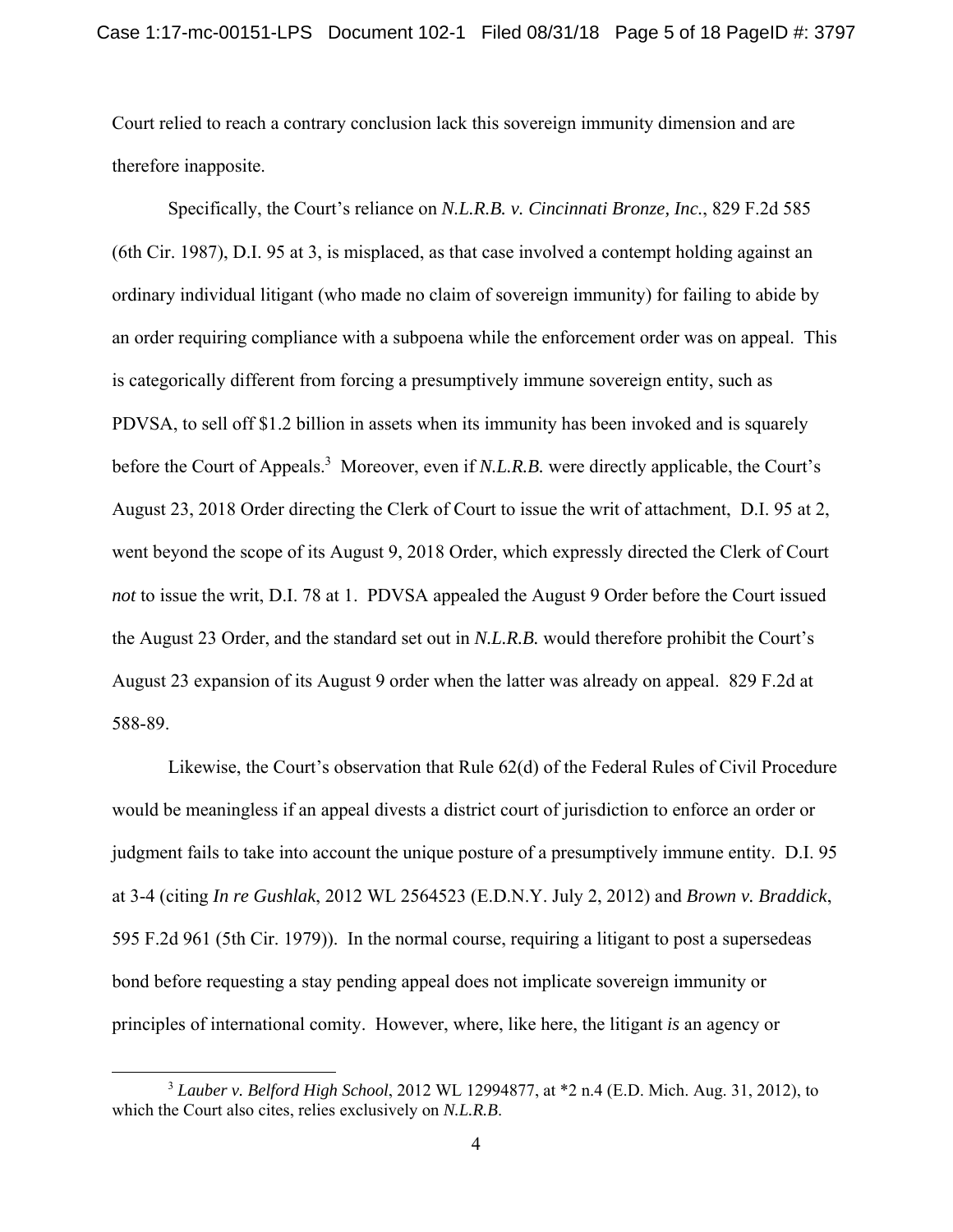Court relied to reach a contrary conclusion lack this sovereign immunity dimension and are therefore inapposite.

Specifically, the Court's reliance on *N.L.R.B. v. Cincinnati Bronze, Inc.*, 829 F.2d 585 (6th Cir. 1987), D.I. 95 at 3, is misplaced, as that case involved a contempt holding against an ordinary individual litigant (who made no claim of sovereign immunity) for failing to abide by an order requiring compliance with a subpoena while the enforcement order was on appeal. This is categorically different from forcing a presumptively immune sovereign entity, such as PDVSA, to sell off \$1.2 billion in assets when its immunity has been invoked and is squarely before the Court of Appeals.[3] Moreover, even if *N.L.R.B.* were directly applicable, the Court's August 23, 2018 Order directing the Clerk of Court to issue the writ of attachment, D.I. 95 at 2, went beyond the scope of its August 9, 2018 Order, which expressly directed the Clerk of Court *not* to issue the writ, D.I. 78 at 1. PDVSA appealed the August 9 Order before the Court issued the August 23 Order, and the standard set out in *N.L.R.B.* would therefore prohibit the Court's August 23 expansion of its August 9 order when the latter was already on appeal. 829 F.2d at 588-89.

Likewise, the Court's observation that Rule 62(d) of the Federal Rules of Civil Procedure would be meaningless if an appeal divests a district court of jurisdiction to enforce an order or judgment fails to take into account the unique posture of a presumptively immune entity. D.I. 95 at 3-4 (citing *In re Gushlak*, 2012 WL 2564523 (E.D.N.Y. July 2, 2012) and *Brown v. Braddick*, 595 F.2d 961 (5th Cir. 1979)). In the normal course, requiring a litigant to post a supersedeas bond before requesting a stay pending appeal does not implicate sovereign immunity or principles of international comity. However, where, like here, the litigant *is* an agency or

[3] *Lauber v. Belford High School*, 2012 WL 12994877, at *2 n.4 (E.D. Mich. Aug. 31, 2012), to which the Court also cites, relies exclusively on *N.L.R.B*.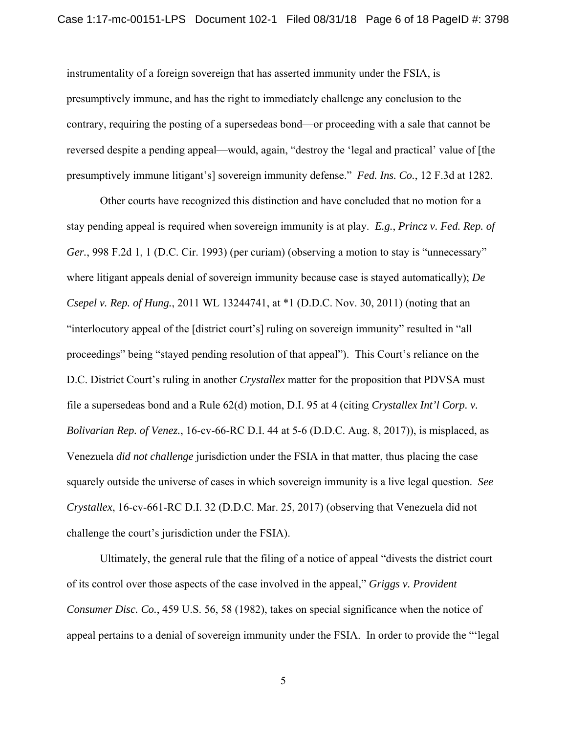instrumentality of a foreign sovereign that has asserted immunity under the FSIA, is presumptively immune, and has the right to immediately challenge any conclusion to the contrary, requiring the posting of a supersedeas bond—or proceeding with a sale that cannot be reversed despite a pending appeal—would, again, "destroy the 'legal and practical' value of [the presumptively immune litigant's] sovereign immunity defense." *Fed. Ins. Co.*, 12 F.3d at 1282.

Other courts have recognized this distinction and have concluded that no motion for a stay pending appeal is required when sovereign immunity is at play. *E.g.*, *Princz v. Fed. Rep. of Ger.*, 998 F.2d 1, 1 (D.C. Cir. 1993) (per curiam) (observing a motion to stay is "unnecessary" where litigant appeals denial of sovereign immunity because case is stayed automatically); *De Csepel v. Rep. of Hung.*, 2011 WL 13244741, at *1 (D.D.C. Nov. 30, 2011) (noting that an "interlocutory appeal of the [district court's] ruling on sovereign immunity" resulted in "all proceedings" being "stayed pending resolution of that appeal"). This Court's reliance on the D.C. District Court's ruling in another *Crystallex* matter for the proposition that PDVSA must file a supersedeas bond and a Rule 62(d) motion, D.I. 95 at 4 (citing *Crystallex Int'l Corp. v. Bolivarian Rep. of Venez.*, 16-cv-66-RC D.I. 44 at 5-6 (D.D.C. Aug. 8, 2017)), is misplaced, as Venezuela *did not challenge* jurisdiction under the FSIA in that matter, thus placing the case squarely outside the universe of cases in which sovereign immunity is a live legal question. *See Crystallex*, 16-cv-661-RC D.I. 32 (D.D.C. Mar. 25, 2017) (observing that Venezuela did not challenge the court's jurisdiction under the FSIA).

Ultimately, the general rule that the filing of a notice of appeal "divests the district court of its control over those aspects of the case involved in the appeal," *Griggs v. Provident Consumer Disc. Co.*, 459 U.S. 56, 58 (1982), takes on special significance when the notice of appeal pertains to a denial of sovereign immunity under the FSIA. In order to provide the "'legal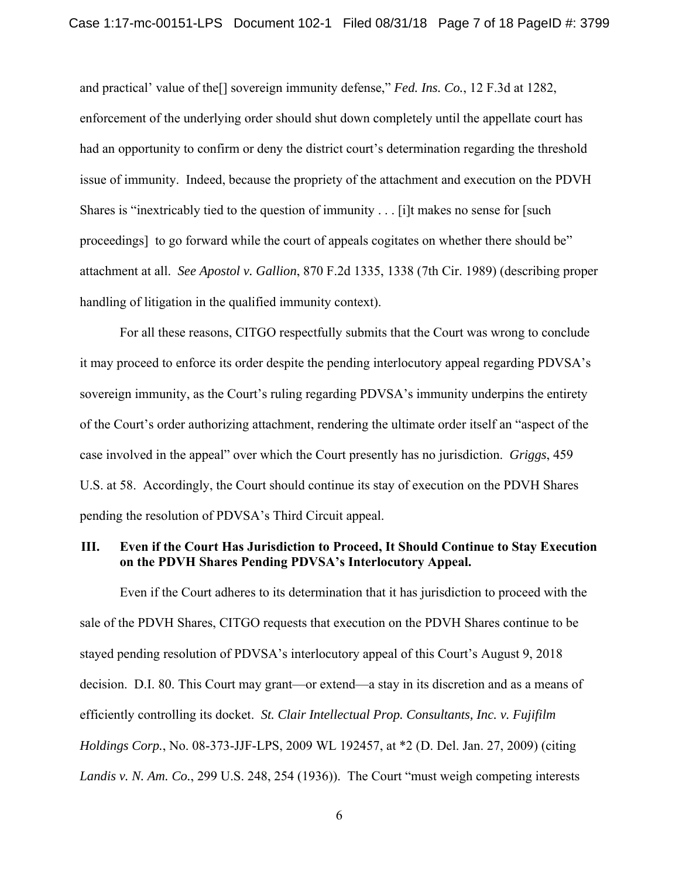and practical' value of the[] sovereign immunity defense," *Fed. Ins. Co.*, 12 F.3d at 1282, enforcement of the underlying order should shut down completely until the appellate court has had an opportunity to confirm or deny the district court's determination regarding the threshold issue of immunity. Indeed, because the propriety of the attachment and execution on the PDVH Shares is "inextricably tied to the question of immunity . . . [i]t makes no sense for [such proceedings] to go forward while the court of appeals cogitates on whether there should be" attachment at all. *See Apostol v. Gallion*, 870 F.2d 1335, 1338 (7th Cir. 1989) (describing proper handling of litigation in the qualified immunity context).

For all these reasons, CITGO respectfully submits that the Court was wrong to conclude it may proceed to enforce its order despite the pending interlocutory appeal regarding PDVSA's sovereign immunity, as the Court's ruling regarding PDVSA's immunity underpins the entirety of the Court's order authorizing attachment, rendering the ultimate order itself an "aspect of the case involved in the appeal" over which the Court presently has no jurisdiction. *Griggs*, 459 U.S. at 58. Accordingly, the Court should continue its stay of execution on the PDVH Shares pending the resolution of PDVSA's Third Circuit appeal.

## III. Even if the Court Has Jurisdiction to Proceed, It Should Continue to Stay Execution on the PDVH Shares Pending PDVSA's Interlocutory Appeal.

Even if the Court adheres to its determination that it has jurisdiction to proceed with the sale of the PDVH Shares, CITGO requests that execution on the PDVH Shares continue to be stayed pending resolution of PDVSA's interlocutory appeal of this Court's August 9, 2018 decision. D.I. 80. This Court may grant—or extend—a stay in its discretion and as a means of efficiently controlling its docket. *St. Clair Intellectual Prop. Consultants, Inc. v. Fujifilm Holdings Corp.*, No. 08-373-JJF-LPS, 2009 WL 192457, at *2 (D. Del. Jan. 27, 2009) (citing *Landis v. N. Am. Co.*, 299 U.S. 248, 254 (1936)). The Court "must weigh competing interests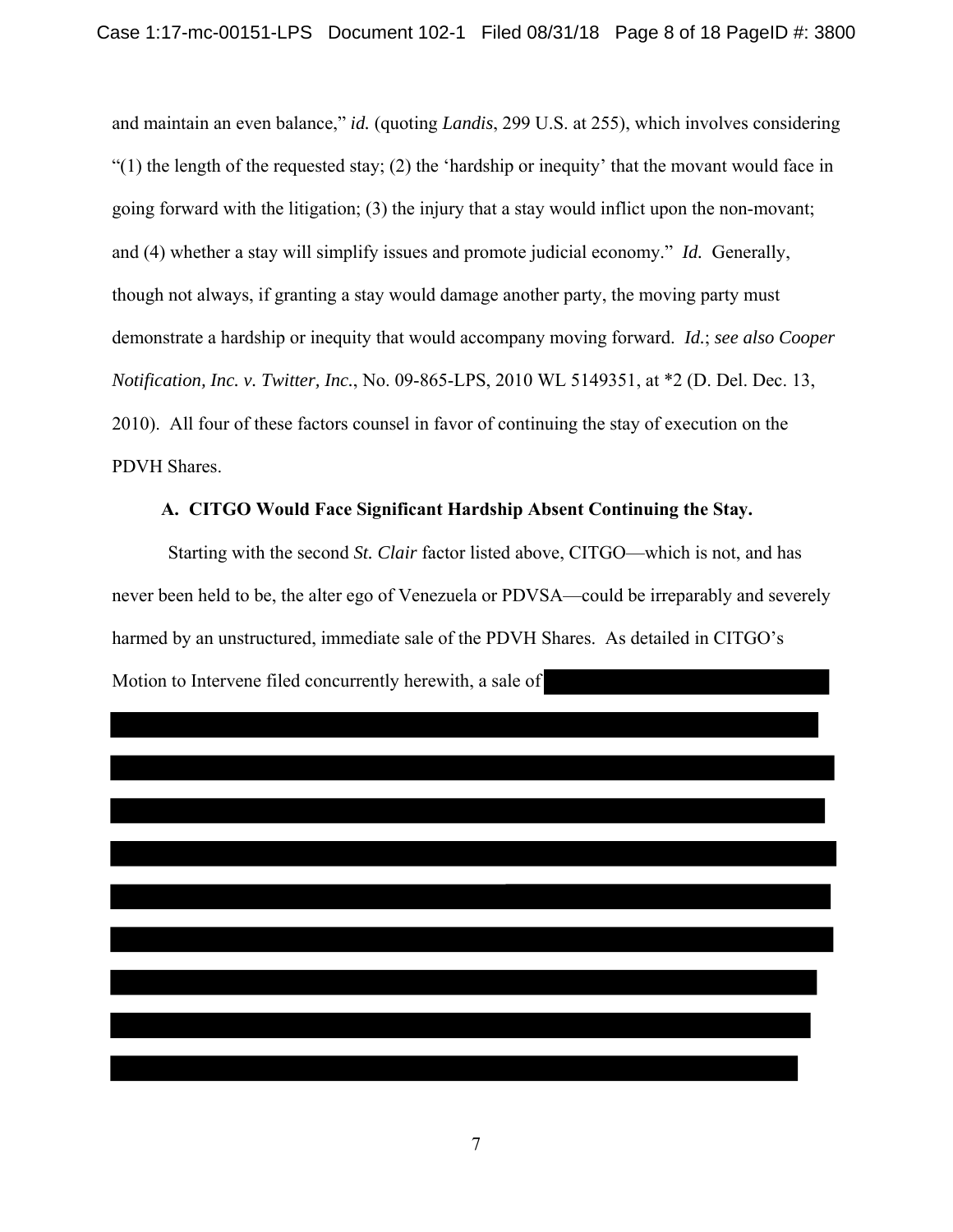and maintain an even balance," *id.* (quoting *Landis*, 299 U.S. at 255), which involves considering "(1) the length of the requested stay; (2) the 'hardship or inequity' that the movant would face in going forward with the litigation; (3) the injury that a stay would inflict upon the non-movant; and (4) whether a stay will simplify issues and promote judicial economy." *Id.* Generally, though not always, if granting a stay would damage another party, the moving party must demonstrate a hardship or inequity that would accompany moving forward. *Id.*; *see also Cooper Notification, Inc. v. Twitter, Inc.*, No. 09-865-LPS, 2010 WL 5149351, at *2 (D. Del. Dec. 13, 2010). All four of these factors counsel in favor of continuing the stay of execution on the PDVH Shares.

### A. CITGO Would Face Significant Hardship Absent Continuing the Stay.

Starting with the second *St. Clair* factor listed above, CITGO—which is not, and has never been held to be, the alter ego of Venezuela or PDVSA—could be irreparably and severely harmed by an unstructured, immediate sale of the PDVH Shares. As detailed in CITGO's Motion to Intervene filed concurrently herewith, a sale of [REDACTED]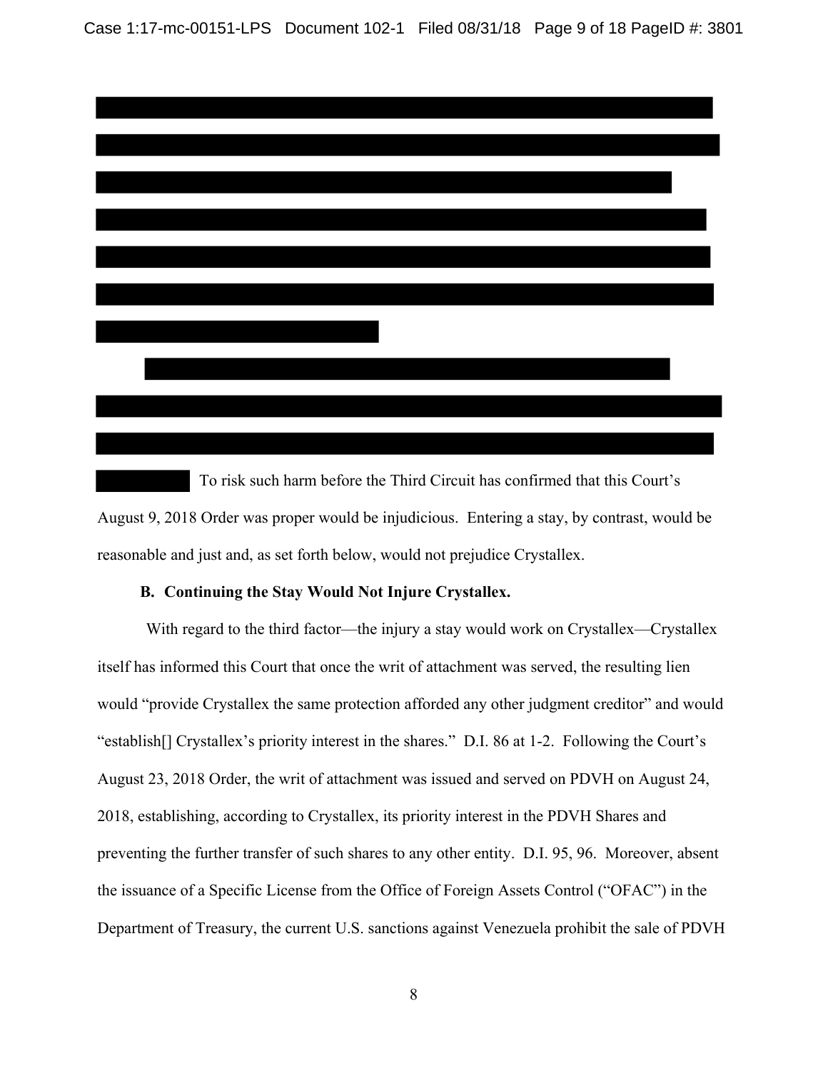To risk such harm before the Third Circuit has confirmed that this Court's August 9, 2018 Order was proper would be injudicious. Entering a stay, by contrast, would be reasonable and just and, as set forth below, would not prejudice Crystallex.

**B. Continuing the Stay Would Not Injure Crystallex.**

With regard to the third factor—the injury a stay would work on Crystallex—Crystallex itself has informed this Court that once the writ of attachment was served, the resulting lien would "provide Crystallex the same protection afforded any other judgment creditor" and would "establish[] Crystallex's priority interest in the shares." D.I. 86 at 1-2. Following the Court's August 23, 2018 Order, the writ of attachment was issued and served on PDVH on August 24, 2018, establishing, according to Crystallex, its priority interest in the PDVH Shares and preventing the further transfer of such shares to any other entity. D.I. 95, 96. Moreover, absent the issuance of a Specific License from the Office of Foreign Assets Control ("OFAC") in the Department of Treasury, the current U.S. sanctions against Venezuela prohibit the sale of PDVH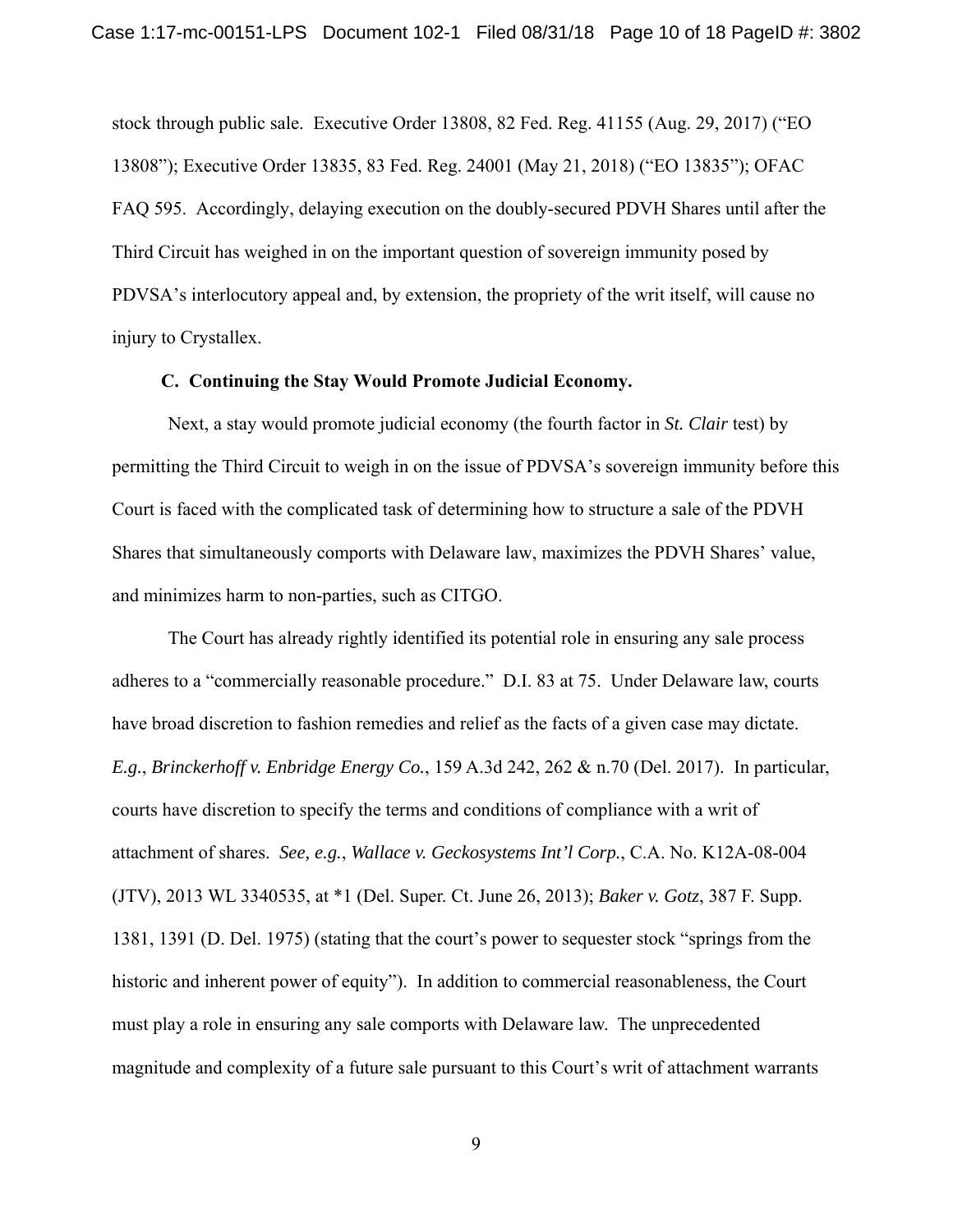stock through public sale. Executive Order 13808, 82 Fed. Reg. 41155 (Aug. 29, 2017) ("EO 13808"); Executive Order 13835, 83 Fed. Reg. 24001 (May 21, 2018) ("EO 13835"); OFAC FAQ 595. Accordingly, delaying execution on the doubly-secured PDVH Shares until after the Third Circuit has weighed in on the important question of sovereign immunity posed by PDVSA's interlocutory appeal and, by extension, the propriety of the writ itself, will cause no injury to Crystallex.

**C. Continuing the Stay Would Promote Judicial Economy.**

Next, a stay would promote judicial economy (the fourth factor in *St. Clair* test) by permitting the Third Circuit to weigh in on the issue of PDVSA's sovereign immunity before this Court is faced with the complicated task of determining how to structure a sale of the PDVH Shares that simultaneously comports with Delaware law, maximizes the PDVH Shares' value, and minimizes harm to non-parties, such as CITGO.

The Court has already rightly identified its potential role in ensuring any sale process adheres to a "commercially reasonable procedure." D.I. 83 at 75. Under Delaware law, courts have broad discretion to fashion remedies and relief as the facts of a given case may dictate. *E.g.*, *Brinckerhoff v. Enbridge Energy Co.*, 159 A.3d 242, 262 & n.70 (Del. 2017). In particular, courts have discretion to specify the terms and conditions of compliance with a writ of attachment of shares. *See, e.g.*, *Wallace v. Geckosystems Int'l Corp.*, C.A. No. K12A-08-004 (JTV), 2013 WL 3340535, at *1 (Del. Super. Ct. June 26, 2013); *Baker v. Gotz*, 387 F. Supp. 1381, 1391 (D. Del. 1975) (stating that the court's power to sequester stock "springs from the historic and inherent power of equity"). In addition to commercial reasonableness, the Court must play a role in ensuring any sale comports with Delaware law. The unprecedented magnitude and complexity of a future sale pursuant to this Court's writ of attachment warrants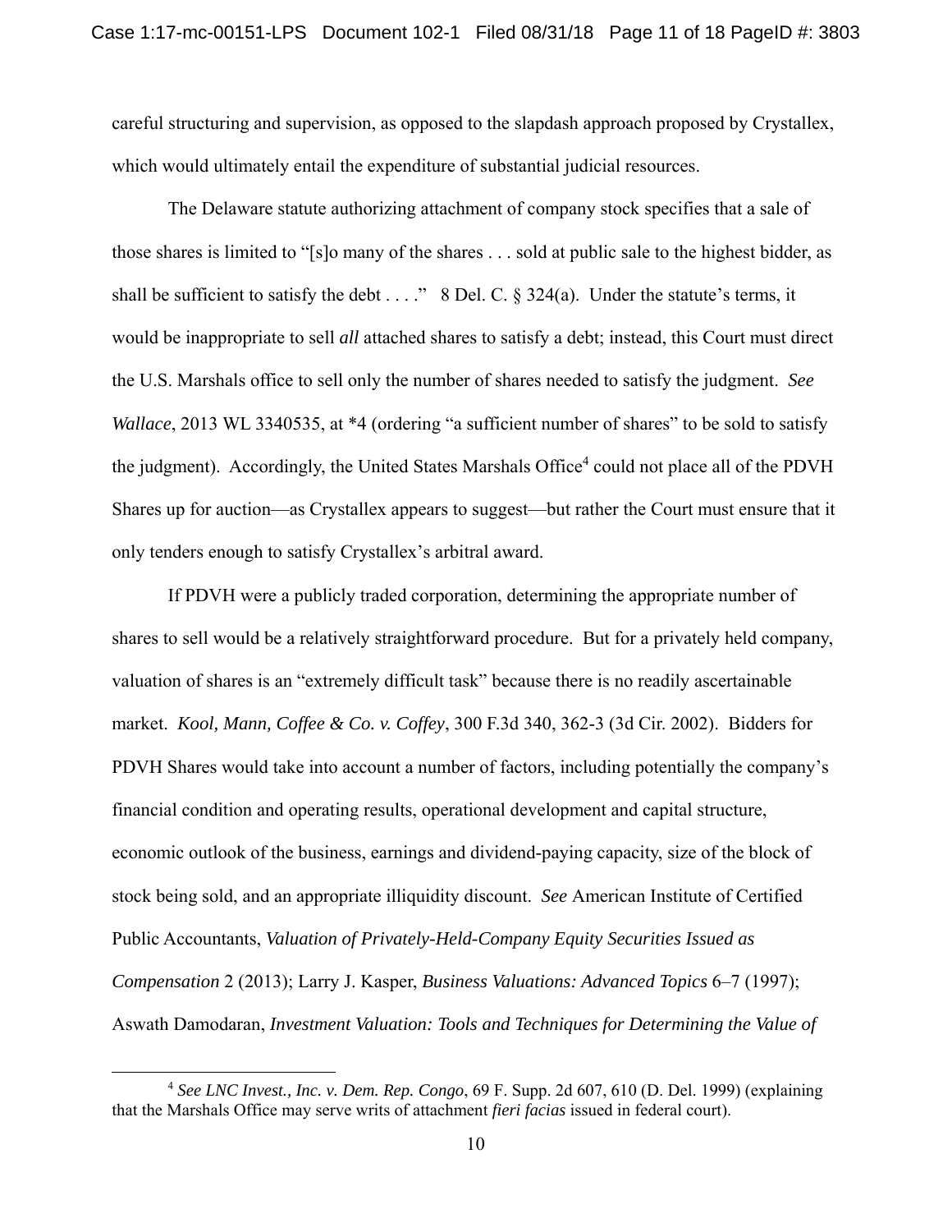careful structuring and supervision, as opposed to the slapdash approach proposed by Crystallex, which would ultimately entail the expenditure of substantial judicial resources.

The Delaware statute authorizing attachment of company stock specifies that a sale of those shares is limited to "[s]o many of the shares . . . sold at public sale to the highest bidder, as shall be sufficient to satisfy the debt . . . ." 8 Del. C. § 324(a). Under the statute's terms, it would be inappropriate to sell *all* attached shares to satisfy a debt; instead, this Court must direct the U.S. Marshals office to sell only the number of shares needed to satisfy the judgment. *See Wallace*, 2013 WL 3340535, at *4 (ordering "a sufficient number of shares" to be sold to satisfy the judgment). Accordingly, the United States Marshals Office[4] could not place all of the PDVH Shares up for auction—as Crystallex appears to suggest—but rather the Court must ensure that it only tenders enough to satisfy Crystallex's arbitral award.

If PDVH were a publicly traded corporation, determining the appropriate number of shares to sell would be a relatively straightforward procedure. But for a privately held company, valuation of shares is an "extremely difficult task" because there is no readily ascertainable market. *Kool, Mann, Coffee & Co. v. Coffey*, 300 F.3d 340, 362-3 (3d Cir. 2002). Bidders for PDVH Shares would take into account a number of factors, including potentially the company's financial condition and operating results, operational development and capital structure, economic outlook of the business, earnings and dividend-paying capacity, size of the block of stock being sold, and an appropriate illiquidity discount. *See* American Institute of Certified Public Accountants, *Valuation of Privately-Held-Company Equity Securities Issued as Compensation* 2 (2013); Larry J. Kasper, *Business Valuations: Advanced Topics* 6–7 (1997); Aswath Damodaran, *Investment Valuation: Tools and Techniques for Determining the Value of*

---

[4] *See LNC Invest., Inc. v. Dem. Rep. Congo*, 69 F. Supp. 2d 607, 610 (D. Del. 1999) (explaining that the Marshals Office may serve writs of attachment *fieri facias* issued in federal court).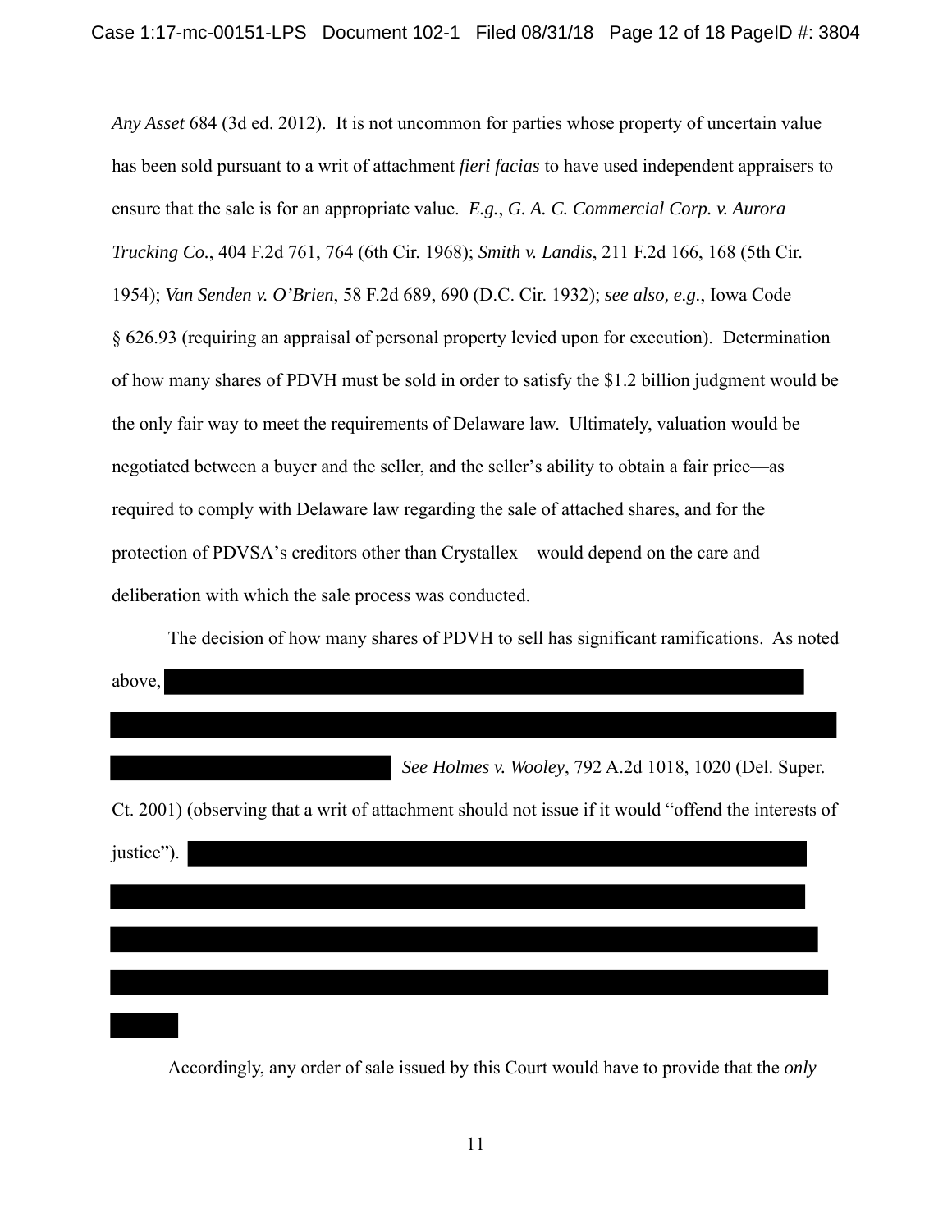*Any Asset* 684 (3d ed. 2012). It is not uncommon for parties whose property of uncertain value has been sold pursuant to a writ of attachment *fieri facias* to have used independent appraisers to ensure that the sale is for an appropriate value. *E.g.*, *G. A. C. Commercial Corp. v. Aurora Trucking Co.*, 404 F.2d 761, 764 (6th Cir. 1968); *Smith v. Landis*, 211 F.2d 166, 168 (5th Cir. 1954); *Van Senden v. O'Brien*, 58 F.2d 689, 690 (D.C. Cir. 1932); *see also, e.g.*, Iowa Code § 626.93 (requiring an appraisal of personal property levied upon for execution). Determination of how many shares of PDVH must be sold in order to satisfy the $1.2 billion judgment would be the only fair way to meet the requirements of Delaware law. Ultimately, valuation would be negotiated between a buyer and the seller, and the seller's ability to obtain a fair price—as required to comply with Delaware law regarding the sale of attached shares, and for the protection of PDVSA's creditors other than Crystallex—would depend on the care and deliberation with which the sale process was conducted.

The decision of how many shares of PDVH to sell has significant ramifications. As noted above, [REDACTED] *See Holmes v. Wooley*, 792 A.2d 1018, 1020 (Del. Super. Ct. 2001) (observing that a writ of attachment should not issue if it would "offend the interests of justice"). [REDACTED]

Accordingly, any order of sale issued by this Court would have to provide that the *only*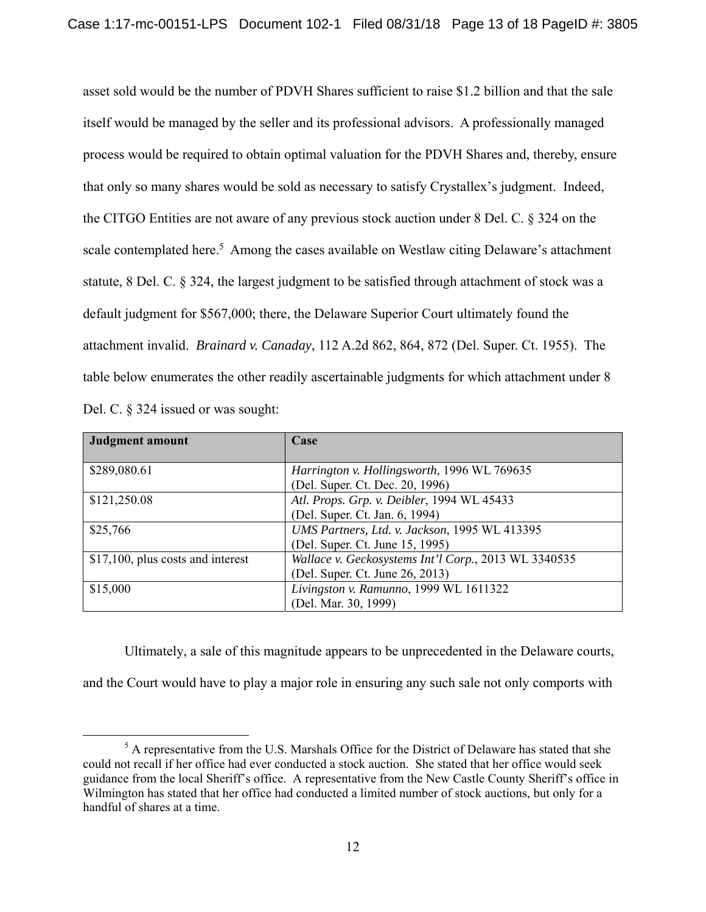asset sold would be the number of PDVH Shares sufficient to raise $1.2 billion and that the sale itself would be managed by the seller and its professional advisors. A professionally managed process would be required to obtain optimal valuation for the PDVH Shares and, thereby, ensure that only so many shares would be sold as necessary to satisfy Crystallex's judgment. Indeed, the CITGO Entities are not aware of any previous stock auction under 8 Del. C. § 324 on the scale contemplated here.[5] Among the cases available on Westlaw citing Delaware's attachment statute, 8 Del. C. § 324, the largest judgment to be satisfied through attachment of stock was a default judgment for $567,000; there, the Delaware Superior Court ultimately found the attachment invalid. *Brainard v. Canaday*, 112 A.2d 862, 864, 872 (Del. Super. Ct. 1955). The table below enumerates the other readily ascertainable judgments for which attachment under 8 Del. C. § 324 issued or was sought:

| **Judgment amount** | **Case** |
|---|---|
| $289,080.61 | *Harrington v. Hollingsworth*, 1996 WL 769635 (Del. Super. Ct. Dec. 20, 1996) |
| $121,250.08 | *Atl. Props. Grp. v. Deibler*, 1994 WL 45433 (Del. Super. Ct. Jan. 6, 1994) |
| $25,766 | *UMS Partners, Ltd. v. Jackson*, 1995 WL 413395 (Del. Super. Ct. June 15, 1995) |
| $17,100, plus costs and interest | *Wallace v. Geckosystems Int'l Corp.*, 2013 WL 3340535 (Del. Super. Ct. June 26, 2013) |
| $15,000 | *Livingston v. Ramunno*, 1999 WL 1611322 (Del. Mar. 30, 1999) |

Ultimately, a sale of this magnitude appears to be unprecedented in the Delaware courts, and the Court would have to play a major role in ensuring any such sale not only comports with

[5] A representative from the U.S. Marshals Office for the District of Delaware has stated that she could not recall if her office had ever conducted a stock auction. She stated that her office would seek guidance from the local Sheriff's office. A representative from the New Castle County Sheriff's office in Wilmington has stated that her office had conducted a limited number of stock auctions, but only for a handful of shares at a time.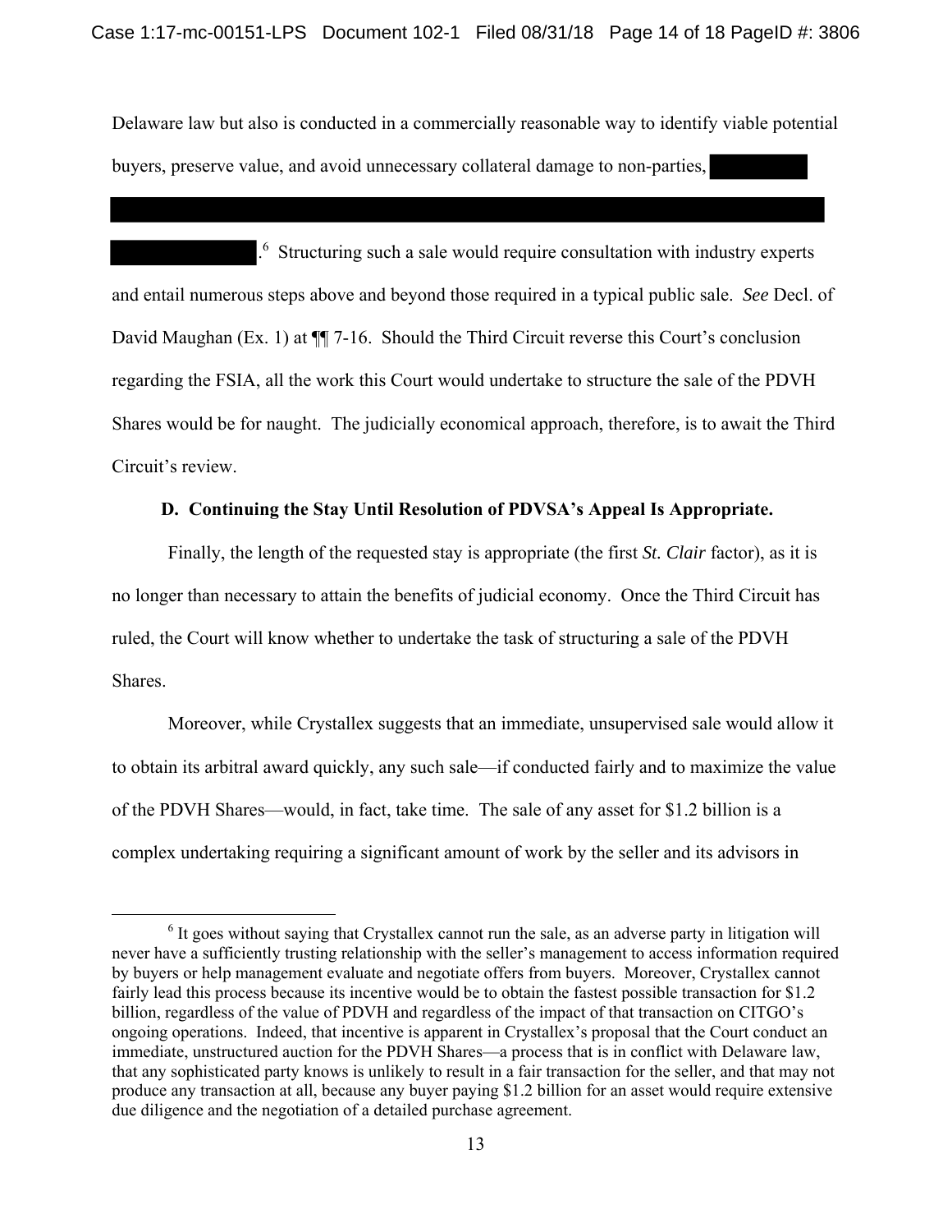Delaware law but also is conducted in a commercially reasonable way to identify viable potential buyers, preserve value, and avoid unnecessary collateral damage to non-parties, [REDACTED]

[REDACTED]

[REDACTED].[6] Structuring such a sale would require consultation with industry experts and entail numerous steps above and beyond those required in a typical public sale. *See* Decl. of David Maughan (Ex. 1) at ¶¶ 7-16. Should the Third Circuit reverse this Court's conclusion regarding the FSIA, all the work this Court would undertake to structure the sale of the PDVH Shares would be for naught. The judicially economical approach, therefore, is to await the Third Circuit's review.

### D. Continuing the Stay Until Resolution of PDVSA's Appeal Is Appropriate.

Finally, the length of the requested stay is appropriate (the first *St. Clair* factor), as it is no longer than necessary to attain the benefits of judicial economy. Once the Third Circuit has ruled, the Court will know whether to undertake the task of structuring a sale of the PDVH Shares.

Moreover, while Crystallex suggests that an immediate, unsupervised sale would allow it to obtain its arbitral award quickly, any such sale—if conducted fairly and to maximize the value of the PDVH Shares—would, in fact, take time. The sale of any asset for $1.2 billion is a complex undertaking requiring a significant amount of work by the seller and its advisors in

---

[6] It goes without saying that Crystallex cannot run the sale, as an adverse party in litigation will never have a sufficiently trusting relationship with the seller's management to access information required by buyers or help management evaluate and negotiate offers from buyers. Moreover, Crystallex cannot fairly lead this process because its incentive would be to obtain the fastest possible transaction for $1.2 billion, regardless of the value of PDVH and regardless of the impact of that transaction on CITGO's ongoing operations. Indeed, that incentive is apparent in Crystallex's proposal that the Court conduct an immediate, unstructured auction for the PDVH Shares—a process that is in conflict with Delaware law, that any sophisticated party knows is unlikely to result in a fair transaction for the seller, and that may not produce any transaction at all, because any buyer paying $1.2 billion for an asset would require extensive due diligence and the negotiation of a detailed purchase agreement.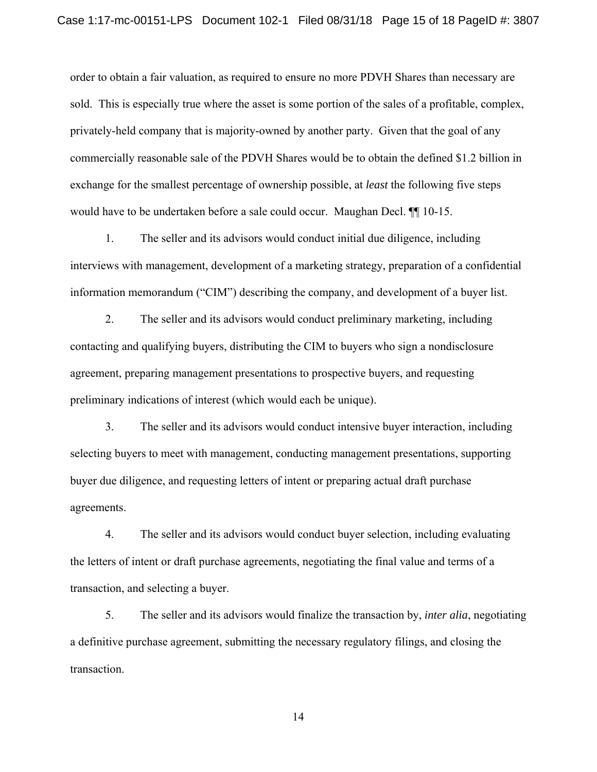order to obtain a fair valuation, as required to ensure no more PDVH Shares than necessary are sold. This is especially true where the asset is some portion of the sales of a profitable, complex, privately-held company that is majority-owned by another party. Given that the goal of any commercially reasonable sale of the PDVH Shares would be to obtain the defined $1.2 billion in exchange for the smallest percentage of ownership possible, at *least* the following five steps would have to be undertaken before a sale could occur. Maughan Decl. ¶¶ 10-15.

1. The seller and its advisors would conduct initial due diligence, including interviews with management, development of a marketing strategy, preparation of a confidential information memorandum ("CIM") describing the company, and development of a buyer list.

2. The seller and its advisors would conduct preliminary marketing, including contacting and qualifying buyers, distributing the CIM to buyers who sign a nondisclosure agreement, preparing management presentations to prospective buyers, and requesting preliminary indications of interest (which would each be unique).

3. The seller and its advisors would conduct intensive buyer interaction, including selecting buyers to meet with management, conducting management presentations, supporting buyer due diligence, and requesting letters of intent or preparing actual draft purchase agreements.

4. The seller and its advisors would conduct buyer selection, including evaluating the letters of intent or draft purchase agreements, negotiating the final value and terms of a transaction, and selecting a buyer.

5. The seller and its advisors would finalize the transaction by, *inter alia*, negotiating a definitive purchase agreement, submitting the necessary regulatory filings, and closing the transaction.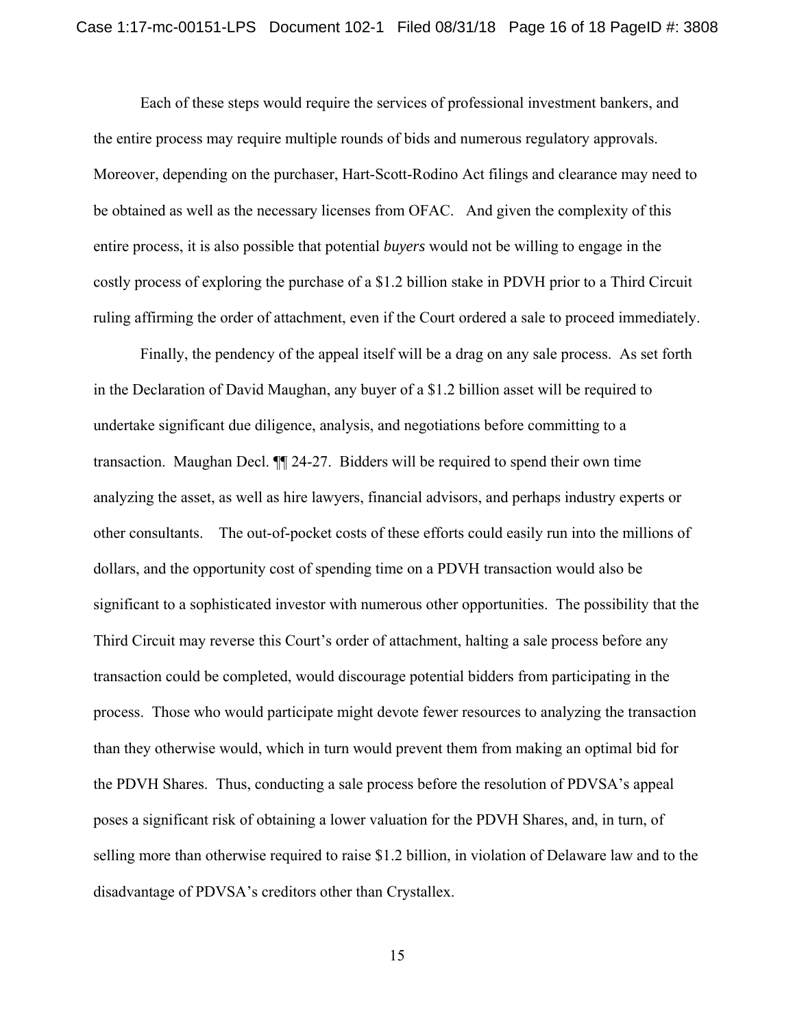Each of these steps would require the services of professional investment bankers, and the entire process may require multiple rounds of bids and numerous regulatory approvals. Moreover, depending on the purchaser, Hart-Scott-Rodino Act filings and clearance may need to be obtained as well as the necessary licenses from OFAC. And given the complexity of this entire process, it is also possible that potential *buyers* would not be willing to engage in the costly process of exploring the purchase of a $1.2 billion stake in PDVH prior to a Third Circuit ruling affirming the order of attachment, even if the Court ordered a sale to proceed immediately.

Finally, the pendency of the appeal itself will be a drag on any sale process. As set forth in the Declaration of David Maughan, any buyer of a $1.2 billion asset will be required to undertake significant due diligence, analysis, and negotiations before committing to a transaction. Maughan Decl. ¶¶ 24-27. Bidders will be required to spend their own time analyzing the asset, as well as hire lawyers, financial advisors, and perhaps industry experts or other consultants. The out-of-pocket costs of these efforts could easily run into the millions of dollars, and the opportunity cost of spending time on a PDVH transaction would also be significant to a sophisticated investor with numerous other opportunities. The possibility that the Third Circuit may reverse this Court's order of attachment, halting a sale process before any transaction could be completed, would discourage potential bidders from participating in the process. Those who would participate might devote fewer resources to analyzing the transaction than they otherwise would, which in turn would prevent them from making an optimal bid for the PDVH Shares. Thus, conducting a sale process before the resolution of PDVSA's appeal poses a significant risk of obtaining a lower valuation for the PDVH Shares, and, in turn, of selling more than otherwise required to raise $1.2 billion, in violation of Delaware law and to the disadvantage of PDVSA's creditors other than Crystallex.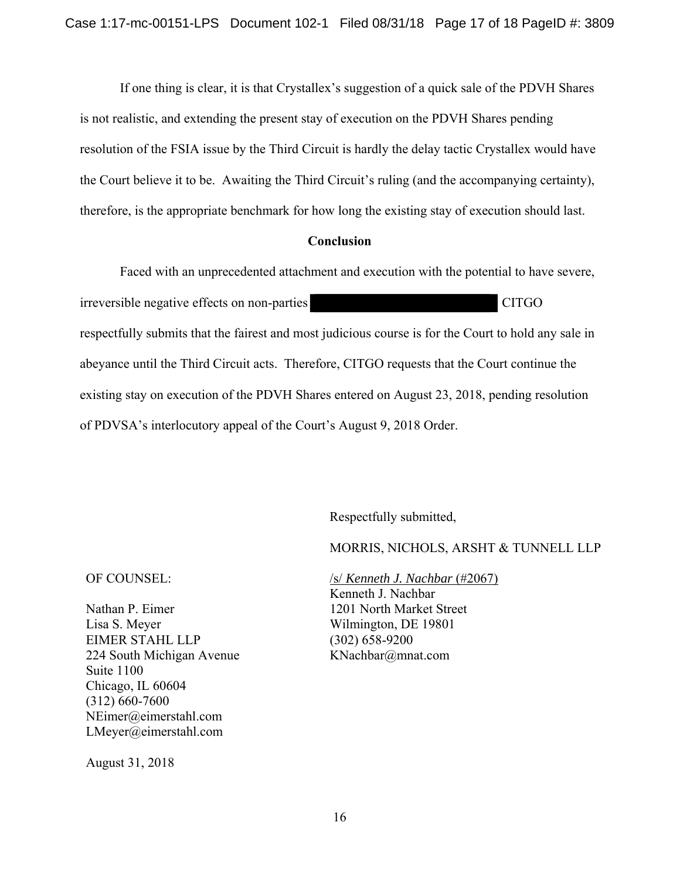If one thing is clear, it is that Crystallex's suggestion of a quick sale of the PDVH Shares is not realistic, and extending the present stay of execution on the PDVH Shares pending resolution of the FSIA issue by the Third Circuit is hardly the delay tactic Crystallex would have the Court believe it to be. Awaiting the Third Circuit's ruling (and the accompanying certainty), therefore, is the appropriate benchmark for how long the existing stay of execution should last.

**Conclusion**

Faced with an unprecedented attachment and execution with the potential to have severe, irreversible negative effects on non-parties [REDACTED] CITGO respectfully submits that the fairest and most judicious course is for the Court to hold any sale in abeyance until the Third Circuit acts. Therefore, CITGO requests that the Court continue the existing stay on execution of the PDVH Shares entered on August 23, 2018, pending resolution of PDVSA's interlocutory appeal of the Court's August 9, 2018 Order.

Respectfully submitted,

MORRIS, NICHOLS, ARSHT & TUNNELL LLP

/s/ *Kenneth J. Nachbar* (#2067)
Kenneth J. Nachbar
1201 North Market Street
Wilmington, DE 19801
(302) 658-9200
KNachbar@mnat.com

OF COUNSEL:

Nathan P. Eimer
Lisa S. Meyer
EIMER STAHL LLP
224 South Michigan Avenue
Suite 1100
Chicago, IL 60604
(312) 660-7600
NEimer@eimerstahl.com
LMeyer@eimerstahl.com

August 31, 2018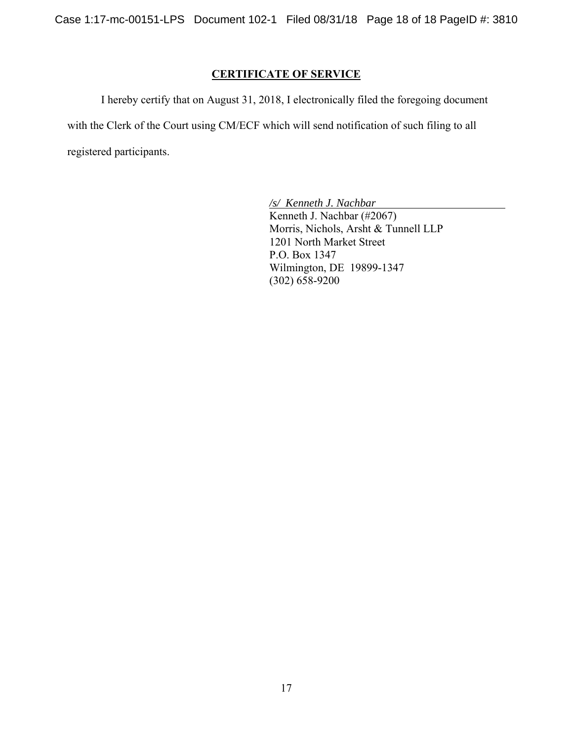## CERTIFICATE OF SERVICE

I hereby certify that on August 31, 2018, I electronically filed the foregoing document with the Clerk of the Court using CM/ECF which will send notification of such filing to all registered participants.

*/s/ Kenneth J. Nachbar*  
Kenneth J. Nachbar (#2067)  
Morris, Nichols, Arsht & Tunnell LLP  
1201 North Market Street  
P.O. Box 1347  
Wilmington, DE 19899-1347  
(302) 658-9200